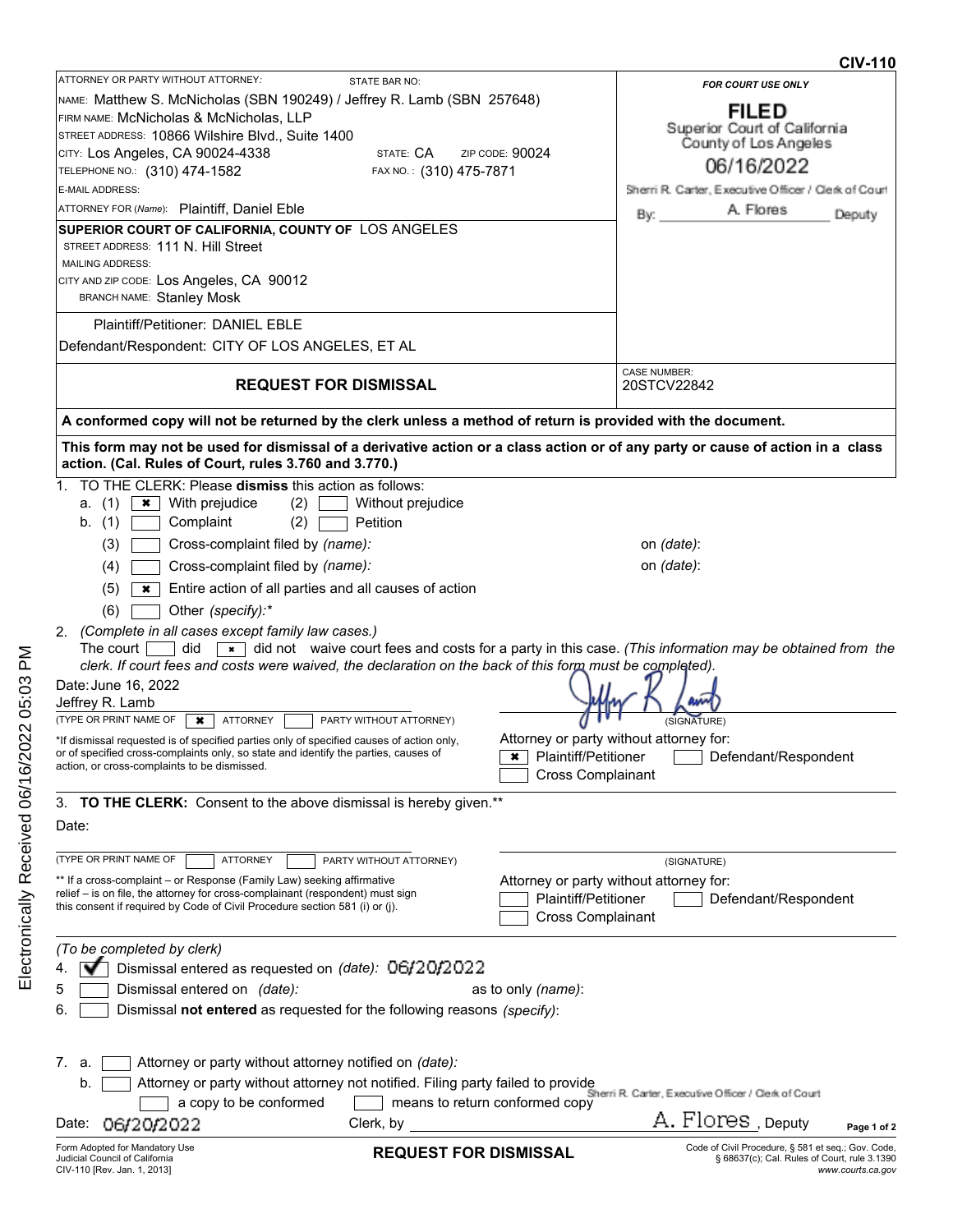**CIV-110**

ATTORNEY OR PARTY WITHOUT ATTORNEY: STATE BAR NO:

NAME: Matthew S. McNicholas (SBN 190249) / Jeffrey R. Lamb (SBN 257648)

FIRM NAME: McNicholas & McNicholas, LLP

STREET ADDRESS: 10866 Wilshire Blvd., Suite 1400

CITY: Los Angeles, CA 90024-4338 STATE: CA ZIP CODE: 90024

TELEPHONE NO.: (310) 474-1582 FAX NO.: (310) 475-7871

E-MAIL ADDRESS:

ATTORNEY FOR (Name): Plaintiff, Daniel Eble

**SUPERIOR COURT OF CALIFORNIA, COUNTY OF** LOS ANGELES

STREET ADDRESS: 111 N. Hill Street

MAILING ADDRESS:

CITY AND ZIP CODE: Los Angeles, CA 90012

BRANCH NAME: Stanley Mosk

Plaintiff/Petitioner: DANIEL EBLE

Defendant/Respondent: CITY OF LOS ANGELES, ET AL

*FOR COURT USE ONLY*

**FILED**
Superior Court of California
County of Los Angeles
06/16/2022
Sherri R. Carter, Executive Officer / Clerk of Court
By: A. Flores Deputy

## REQUEST FOR DISMISSAL

CASE NUMBER: 20STCV22842

**A conformed copy will not be returned by the clerk unless a method of return is provided with the document.**

**This form may not be used for dismissal of a derivative action or a class action or of any party or cause of action in a class action. (Cal. Rules of Court, rules 3.760 and 3.770.)**

1. TO THE CLERK: Please **dismiss** this action as follows:
   a. (1) [x] With prejudice (2) [ ] Without prejudice
   b. (1) [ ] Complaint (2) [ ] Petition
   (3) [ ] Cross-complaint filed by *(name)*: on *(date)*:
   (4) [ ] Cross-complaint filed by *(name)*: on *(date)*:
   (5) [x] Entire action of all parties and all causes of action
   (6) [ ] Other *(specify)*:*

2. *(Complete in all cases except family law cases.)*
   The court [ ] did [x] did not waive court fees and costs for a party in this case. *(This information may be obtained from the clerk. If court fees and costs were waived, the declaration on the back of this form must be completed).*

Date: June 16, 2022

Jeffrey R. Lamb

(TYPE OR PRINT NAME OF [x] ATTORNEY [ ] PARTY WITHOUT ATTORNEY)

(SIGNATURE)

*If dismissal requested is of specified parties only of specified causes of action only, or of specified cross-complaints only, so state and identify the parties, causes of action, or cross-complaints to be dismissed.

Attorney or party without attorney for:
[x] Plaintiff/Petitioner [ ] Defendant/Respondent
[ ] Cross Complainant

3. **TO THE CLERK:** Consent to the above dismissal is hereby given.**

Date:

(TYPE OR PRINT NAME OF [ ] ATTORNEY [ ] PARTY WITHOUT ATTORNEY)

(SIGNATURE)

** If a cross-complaint – or Response (Family Law) seeking affirmative relief – is on file, the attorney for cross-complainant (respondent) must sign this consent if required by Code of Civil Procedure section 581 (i) or (j).

Attorney or party without attorney for:
[ ] Plaintiff/Petitioner [ ] Defendant/Respondent
[ ] Cross Complainant

*(To be completed by clerk)*

4. [✔] Dismissal entered as requested on *(date)*: 06/20/2022
5. [ ] Dismissal entered on *(date)*: as to only *(name)*:
6. [ ] Dismissal **not entered** as requested for the following reasons *(specify)*:

7. a. [ ] Attorney or party without attorney notified on *(date)*:
   b. [ ] Attorney or party without attorney not notified. Filing party failed to provide
   [ ] a copy to be conformed [ ] means to return conformed copy

Date: 06/20/2022 Clerk, by Sherri R. Carter, Executive Officer / Clerk of Court A. Flores, Deputy

Form Adopted for Mandatory Use
Judicial Council of California
CIV-110 [Rev. Jan. 1, 2013]

**REQUEST FOR DISMISSAL**

Code of Civil Procedure, § 581 et seq.; Gov. Code, § 68637(c); Cal. Rules of Court, rule 3.1390
www.courts.ca.gov

Electronically Received 06/16/2022 05:03 PM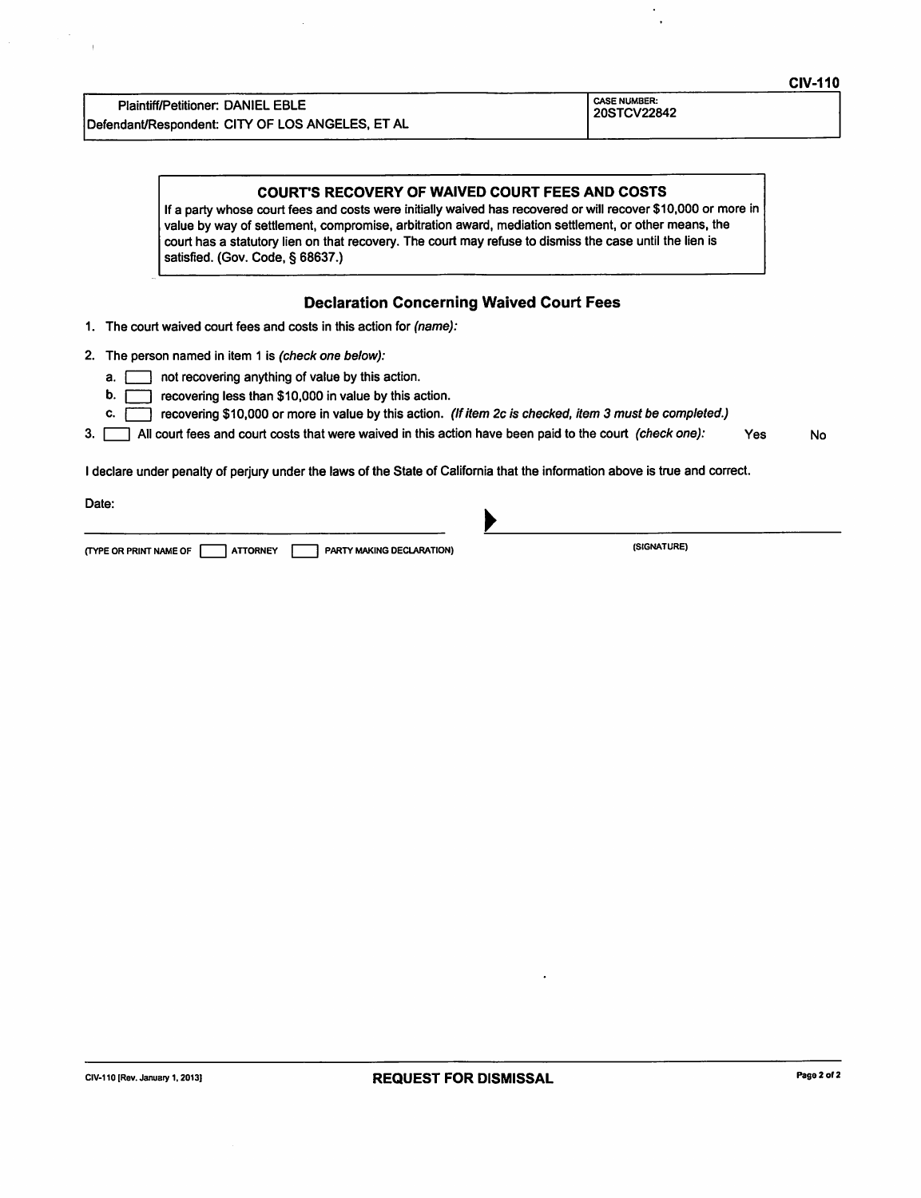CIV-110

| Plaintiff/Petitioner: DANIEL EBLE<br>Defendant/Respondent: CITY OF LOS ANGELES, ET AL | CASE NUMBER:<br>20STCV22842 |
|---|---|

**COURT'S RECOVERY OF WAIVED COURT FEES AND COSTS**

If a party whose court fees and costs were initially waived has recovered or will recover $10,000 or more in value by way of settlement, compromise, arbitration award, mediation settlement, or other means, the court has a statutory lien on that recovery. The court may refuse to dismiss the case until the lien is satisfied. (Gov. Code, § 68637.)

## Declaration Concerning Waived Court Fees

1. The court waived court fees and costs in this action for *(name)*:
2. The person named in item 1 is *(check one below)*:
   - a. ☐ not recovering anything of value by this action.
   - b. ☐ recovering less than $10,000 in value by this action.
   - c. ☐ recovering $10,000 or more in value by this action. *(If item 2c is checked, item 3 must be completed.)*
3. ☐ All court fees and court costs that were waived in this action have been paid to the court *(check one)*: Yes No

I declare under penalty of perjury under the laws of the State of California that the information above is true and correct.

Date:

_______________________________ ▶ _______________________________

(TYPE OR PRINT NAME OF ☐ ATTORNEY ☐ PARTY MAKING DECLARATION) (SIGNATURE)

CIV-110 [Rev. January 1, 2013] **REQUEST FOR DISMISSAL**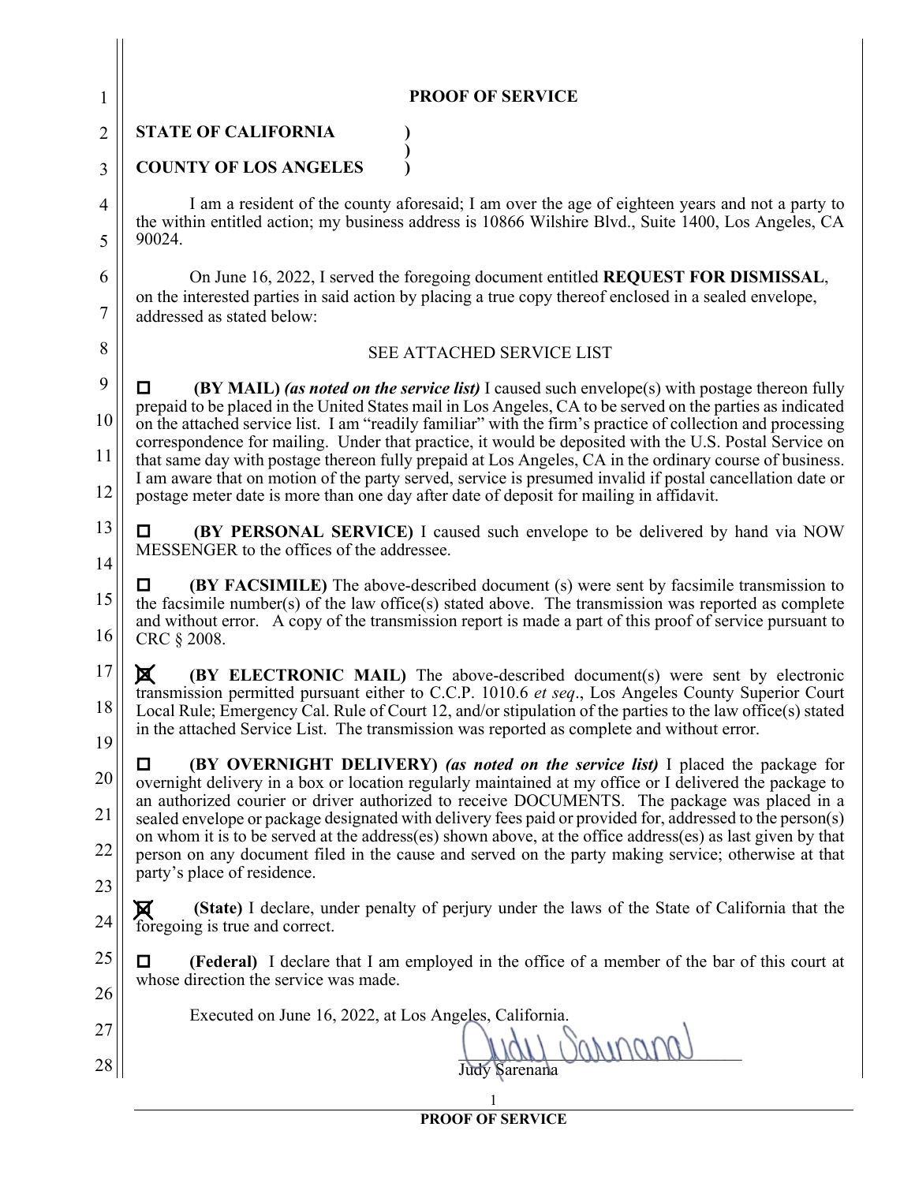# PROOF OF SERVICE

**STATE OF CALIFORNIA )**
**)**
**COUNTY OF LOS ANGELES )**

I am a resident of the county aforesaid; I am over the age of eighteen years and not a party to the within entitled action; my business address is 10866 Wilshire Blvd., Suite 1400, Los Angeles, CA 90024.

On June 16, 2022, I served the foregoing document entitled **REQUEST FOR DISMISSAL**, on the interested parties in said action by placing a true copy thereof enclosed in a sealed envelope, addressed as stated below:

SEE ATTACHED SERVICE LIST

☐ **(BY MAIL)** ***(as noted on the service list)*** I caused such envelope(s) with postage thereon fully prepaid to be placed in the United States mail in Los Angeles, CA to be served on the parties as indicated on the attached service list. I am "readily familiar" with the firm's practice of collection and processing correspondence for mailing. Under that practice, it would be deposited with the U.S. Postal Service on that same day with postage thereon fully prepaid at Los Angeles, CA in the ordinary course of business. I am aware that on motion of the party served, service is presumed invalid if postal cancellation date or postage meter date is more than one day after date of deposit for mailing in affidavit.

☐ **(BY PERSONAL SERVICE)** I caused such envelope to be delivered by hand via NOW MESSENGER to the offices of the addressee.

☐ **(BY FACSIMILE)** The above-described document (s) were sent by facsimile transmission to the facsimile number(s) of the law office(s) stated above. The transmission was reported as complete and without error. A copy of the transmission report is made a part of this proof of service pursuant to CRC § 2008.

☒ **(BY ELECTRONIC MAIL)** The above-described document(s) were sent by electronic transmission permitted pursuant either to C.C.P. 1010.6 *et seq*., Los Angeles County Superior Court Local Rule; Emergency Cal. Rule of Court 12, and/or stipulation of the parties to the law office(s) stated in the attached Service List. The transmission was reported as complete and without error.

☐ **(BY OVERNIGHT DELIVERY)** ***(as noted on the service list)*** I placed the package for overnight delivery in a box or location regularly maintained at my office or I delivered the package to an authorized courier or driver authorized to receive DOCUMENTS. The package was placed in a sealed envelope or package designated with delivery fees paid or provided for, addressed to the person(s) on whom it is to be served at the address(es) shown above, at the office address(es) as last given by that person on any document filed in the cause and served on the party making service; otherwise at that party's place of residence.

☒ **(State)** I declare, under penalty of perjury under the laws of the State of California that the foregoing is true and correct.

☐ **(Federal)** I declare that I am employed in the office of a member of the bar of this court at whose direction the service was made.

Executed on June 16, 2022, at Los Angeles, California.

Judy Sarenana

Judy Sarenana

**PROOF OF SERVICE**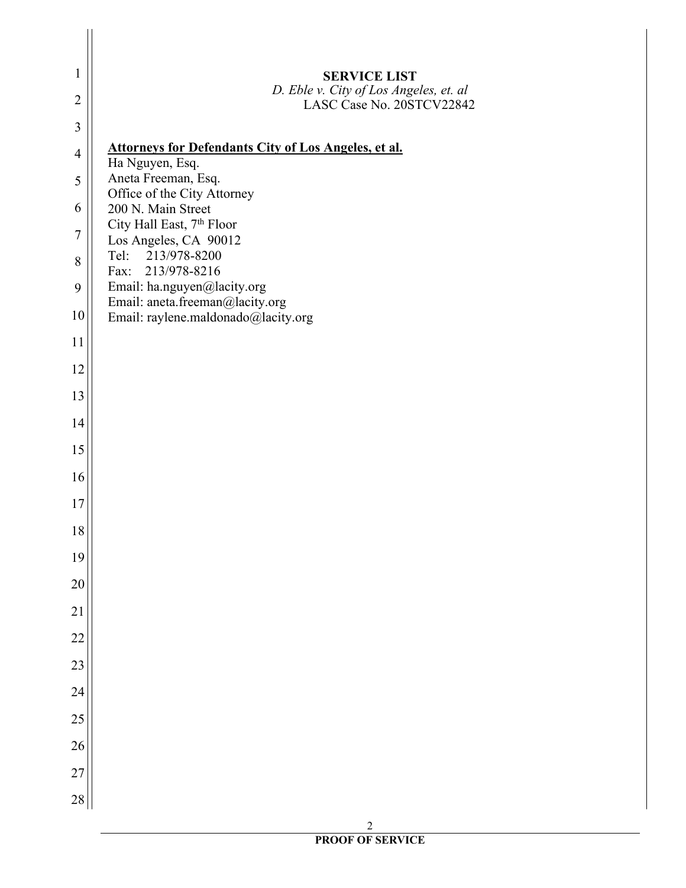**SERVICE LIST**

*D. Eble v. City of Los Angeles, et. al*

LASC Case No. 20STCV22842

**Attorneys for Defendants City of Los Angeles, et al.**

Ha Nguyen, Esq.
Aneta Freeman, Esq.
Office of the City Attorney
200 N. Main Street
City Hall East, 7th Floor
Los Angeles, CA 90012
Tel: 213/978-8200
Fax: 213/978-8216
Email: ha.nguyen@lacity.org
Email: aneta.freeman@lacity.org
Email: raylene.maldonado@lacity.org

**PROOF OF SERVICE**